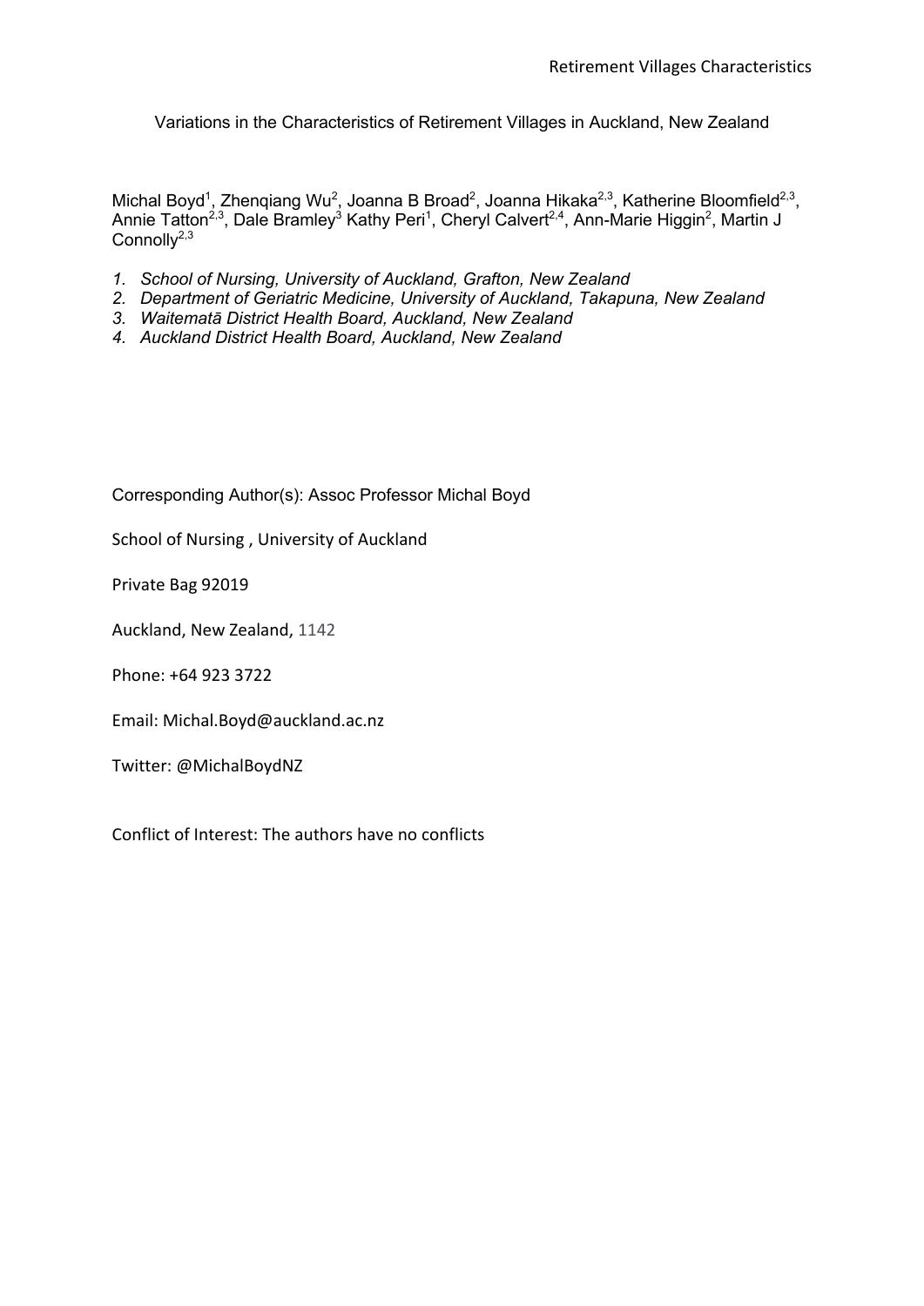# Variations in the Characteristics of Retirement Villages in Auckland, New Zealand

Michal Boyd[1], Zhenqiang Wu[2], Joanna B Broad[2], Joanna Hikaka[2,3], Katherine Bloomfield[2,3], Annie Tatton[2,3], Dale Bramley[3] Kathy Peri[1], Cheryl Calvert[2,4], Ann-Marie Higgin[2], Martin J Connolly[2,3]

1. *School of Nursing, University of Auckland, Grafton, New Zealand*
2. *Department of Geriatric Medicine, University of Auckland, Takapuna, New Zealand*
3. *Waitematā District Health Board, Auckland, New Zealand*
4. *Auckland District Health Board, Auckland, New Zealand*

Corresponding Author(s): Assoc Professor Michal Boyd

School of Nursing , University of Auckland

Private Bag 92019

Auckland, New Zealand, 1142

Phone: +64 923 3722

Email: Michal.Boyd@auckland.ac.nz

Twitter: @MichalBoydNZ

Conflict of Interest: The authors have no conflicts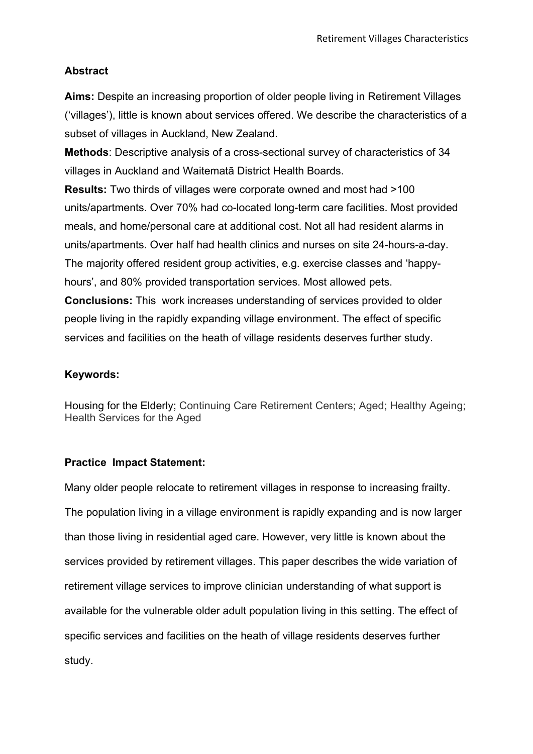## Abstract

**Aims:** Despite an increasing proportion of older people living in Retirement Villages ('villages'), little is known about services offered. We describe the characteristics of a subset of villages in Auckland, New Zealand.

**Methods**: Descriptive analysis of a cross-sectional survey of characteristics of 34 villages in Auckland and Waitematā District Health Boards.

**Results:** Two thirds of villages were corporate owned and most had >100 units/apartments. Over 70% had co-located long-term care facilities. Most provided meals, and home/personal care at additional cost. Not all had resident alarms in units/apartments. Over half had health clinics and nurses on site 24-hours-a-day. The majority offered resident group activities, e.g. exercise classes and 'happy-hours', and 80% provided transportation services. Most allowed pets.

**Conclusions:** This work increases understanding of services provided to older people living in the rapidly expanding village environment. The effect of specific services and facilities on the heath of village residents deserves further study.

### Keywords:

Housing for the Elderly; Continuing Care Retirement Centers; Aged; Healthy Ageing; Health Services for the Aged

### Practice Impact Statement:

Many older people relocate to retirement villages in response to increasing frailty. The population living in a village environment is rapidly expanding and is now larger than those living in residential aged care. However, very little is known about the services provided by retirement villages. This paper describes the wide variation of retirement village services to improve clinician understanding of what support is available for the vulnerable older adult population living in this setting. The effect of specific services and facilities on the heath of village residents deserves further study.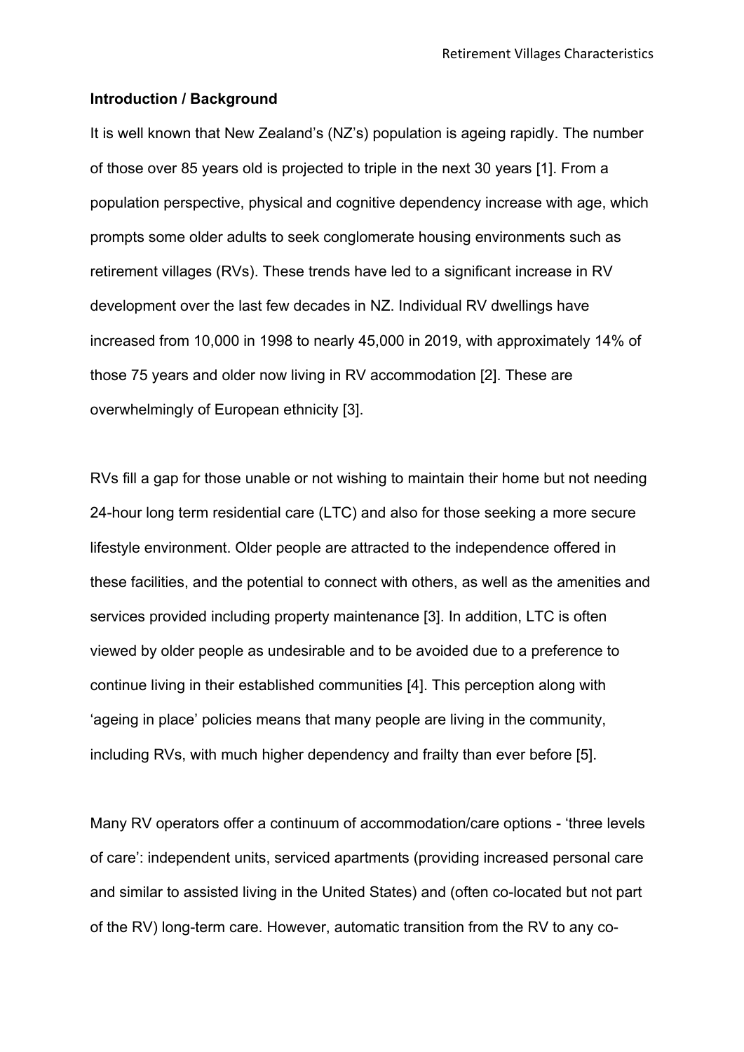**Introduction / Background**

It is well known that New Zealand's (NZ's) population is ageing rapidly. The number of those over 85 years old is projected to triple in the next 30 years [1]. From a population perspective, physical and cognitive dependency increase with age, which prompts some older adults to seek conglomerate housing environments such as retirement villages (RVs). These trends have led to a significant increase in RV development over the last few decades in NZ. Individual RV dwellings have increased from 10,000 in 1998 to nearly 45,000 in 2019, with approximately 14% of those 75 years and older now living in RV accommodation [2]. These are overwhelmingly of European ethnicity [3].

RVs fill a gap for those unable or not wishing to maintain their home but not needing 24-hour long term residential care (LTC) and also for those seeking a more secure lifestyle environment. Older people are attracted to the independence offered in these facilities, and the potential to connect with others, as well as the amenities and services provided including property maintenance [3]. In addition, LTC is often viewed by older people as undesirable and to be avoided due to a preference to continue living in their established communities [4]. This perception along with 'ageing in place' policies means that many people are living in the community, including RVs, with much higher dependency and frailty than ever before [5].

Many RV operators offer a continuum of accommodation/care options - 'three levels of care': independent units, serviced apartments (providing increased personal care and similar to assisted living in the United States) and (often co-located but not part of the RV) long-term care. However, automatic transition from the RV to any co-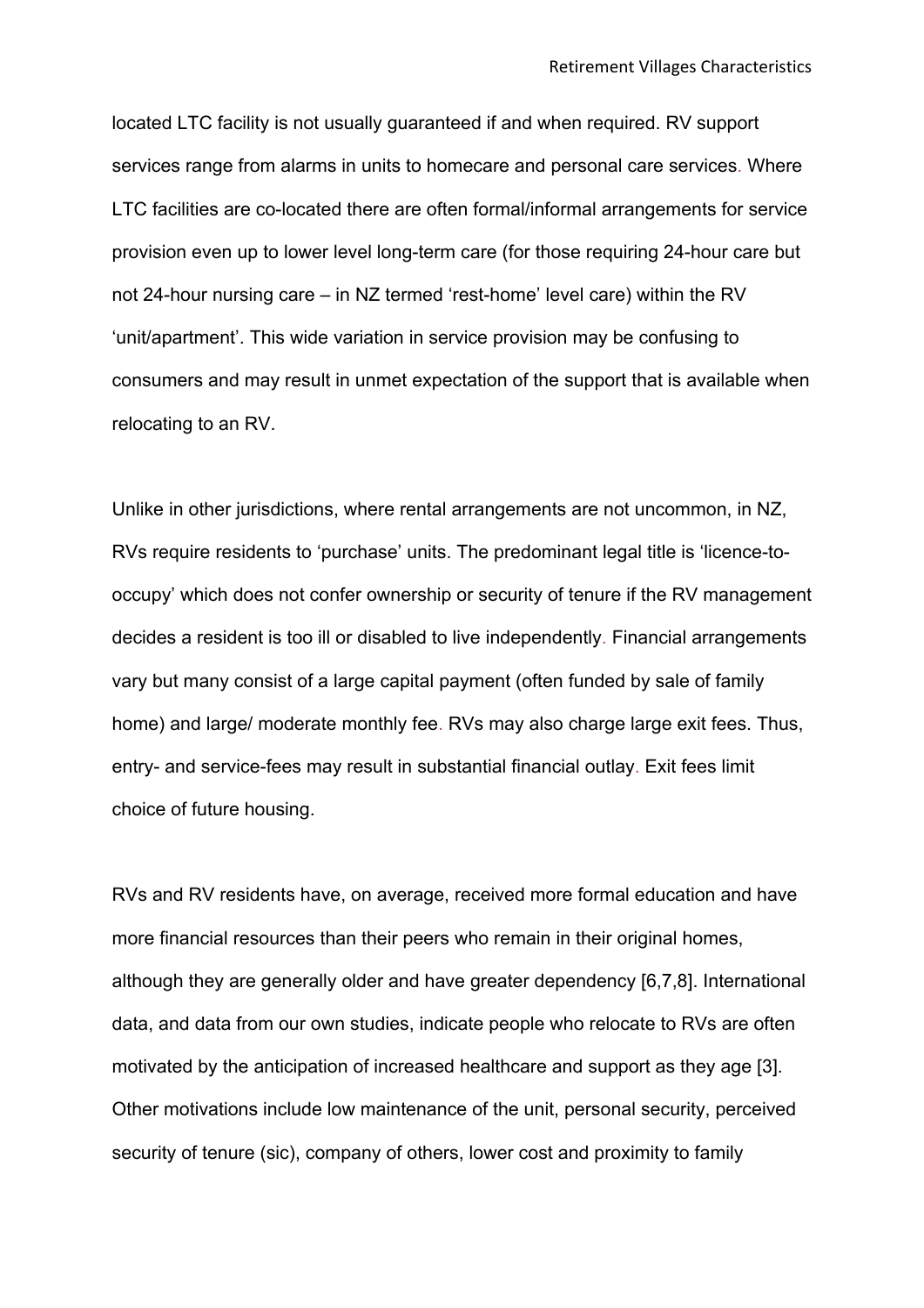located LTC facility is not usually guaranteed if and when required. RV support services range from alarms in units to homecare and personal care services. Where LTC facilities are co-located there are often formal/informal arrangements for service provision even up to lower level long-term care (for those requiring 24-hour care but not 24-hour nursing care – in NZ termed 'rest-home' level care) within the RV 'unit/apartment'. This wide variation in service provision may be confusing to consumers and may result in unmet expectation of the support that is available when relocating to an RV.

Unlike in other jurisdictions, where rental arrangements are not uncommon, in NZ, RVs require residents to 'purchase' units. The predominant legal title is 'licence-to-occupy' which does not confer ownership or security of tenure if the RV management decides a resident is too ill or disabled to live independently. Financial arrangements vary but many consist of a large capital payment (often funded by sale of family home) and large/ moderate monthly fee. RVs may also charge large exit fees. Thus, entry- and service-fees may result in substantial financial outlay. Exit fees limit choice of future housing.

RVs and RV residents have, on average, received more formal education and have more financial resources than their peers who remain in their original homes, although they are generally older and have greater dependency [6,7,8]. International data, and data from our own studies, indicate people who relocate to RVs are often motivated by the anticipation of increased healthcare and support as they age [3]. Other motivations include low maintenance of the unit, personal security, perceived security of tenure (sic), company of others, lower cost and proximity to family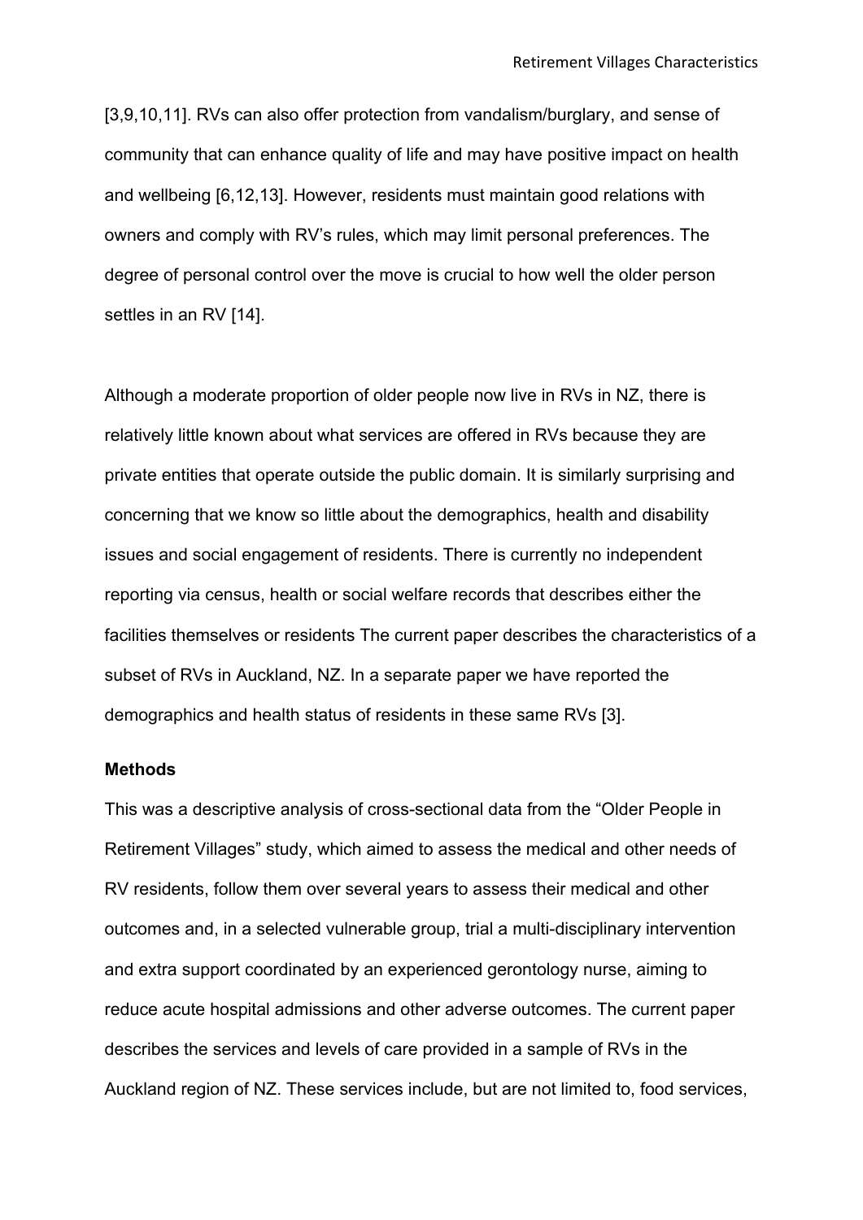[3,9,10,11]. RVs can also offer protection from vandalism/burglary, and sense of community that can enhance quality of life and may have positive impact on health and wellbeing [6,12,13]. However, residents must maintain good relations with owners and comply with RV's rules, which may limit personal preferences. The degree of personal control over the move is crucial to how well the older person settles in an RV [14].

Although a moderate proportion of older people now live in RVs in NZ, there is relatively little known about what services are offered in RVs because they are private entities that operate outside the public domain. It is similarly surprising and concerning that we know so little about the demographics, health and disability issues and social engagement of residents. There is currently no independent reporting via census, health or social welfare records that describes either the facilities themselves or residents The current paper describes the characteristics of a subset of RVs in Auckland, NZ. In a separate paper we have reported the demographics and health status of residents in these same RVs [3].

**Methods**

This was a descriptive analysis of cross-sectional data from the "Older People in Retirement Villages" study, which aimed to assess the medical and other needs of RV residents, follow them over several years to assess their medical and other outcomes and, in a selected vulnerable group, trial a multi-disciplinary intervention and extra support coordinated by an experienced gerontology nurse, aiming to reduce acute hospital admissions and other adverse outcomes. The current paper describes the services and levels of care provided in a sample of RVs in the Auckland region of NZ. These services include, but are not limited to, food services,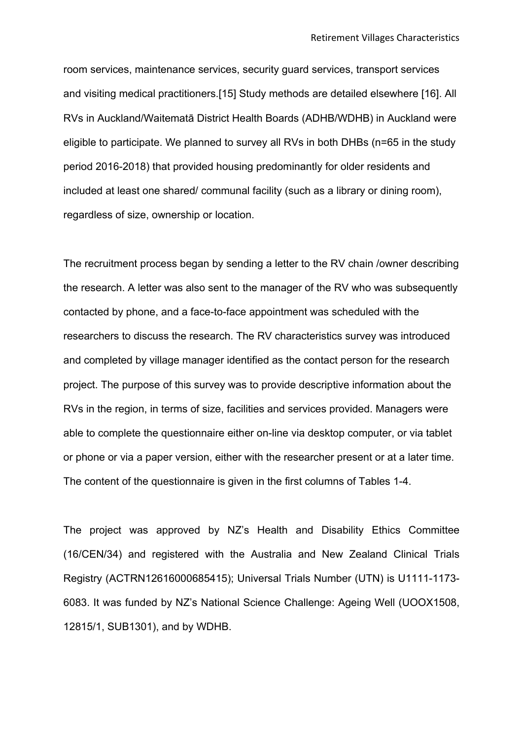room services, maintenance services, security guard services, transport services and visiting medical practitioners.[15] Study methods are detailed elsewhere [16]. All RVs in Auckland/Waitematā District Health Boards (ADHB/WDHB) in Auckland were eligible to participate. We planned to survey all RVs in both DHBs (n=65 in the study period 2016-2018) that provided housing predominantly for older residents and included at least one shared/ communal facility (such as a library or dining room), regardless of size, ownership or location.

The recruitment process began by sending a letter to the RV chain /owner describing the research. A letter was also sent to the manager of the RV who was subsequently contacted by phone, and a face-to-face appointment was scheduled with the researchers to discuss the research. The RV characteristics survey was introduced and completed by village manager identified as the contact person for the research project. The purpose of this survey was to provide descriptive information about the RVs in the region, in terms of size, facilities and services provided. Managers were able to complete the questionnaire either on-line via desktop computer, or via tablet or phone or via a paper version, either with the researcher present or at a later time. The content of the questionnaire is given in the first columns of Tables 1-4.

The project was approved by NZ's Health and Disability Ethics Committee (16/CEN/34) and registered with the Australia and New Zealand Clinical Trials Registry (ACTRN12616000685415); Universal Trials Number (UTN) is U1111-1173-6083. It was funded by NZ's National Science Challenge: Ageing Well (UOOX1508, 12815/1, SUB1301), and by WDHB.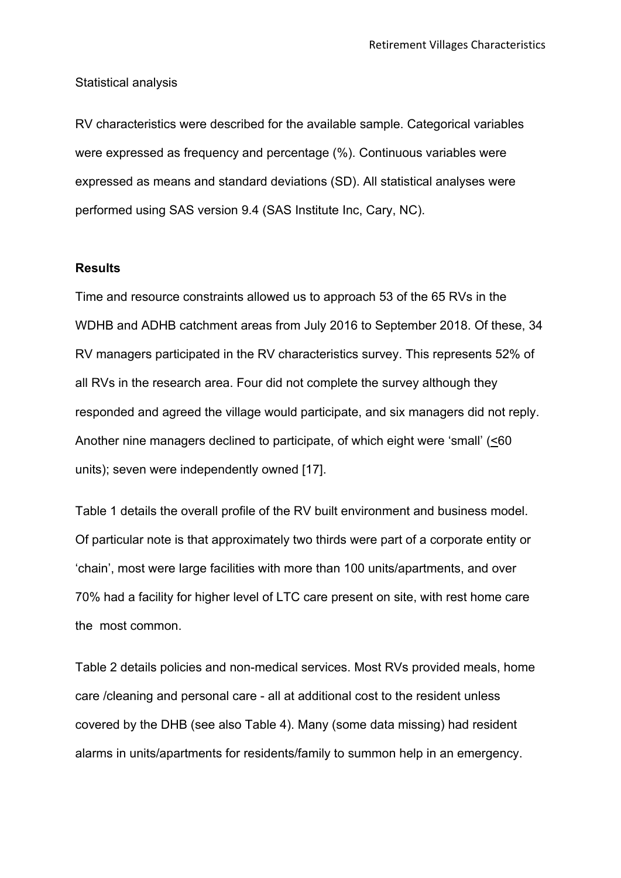Statistical analysis

RV characteristics were described for the available sample. Categorical variables were expressed as frequency and percentage (%). Continuous variables were expressed as means and standard deviations (SD). All statistical analyses were performed using SAS version 9.4 (SAS Institute Inc, Cary, NC).

**Results**

Time and resource constraints allowed us to approach 53 of the 65 RVs in the WDHB and ADHB catchment areas from July 2016 to September 2018. Of these, 34 RV managers participated in the RV characteristics survey. This represents 52% of all RVs in the research area. Four did not complete the survey although they responded and agreed the village would participate, and six managers did not reply. Another nine managers declined to participate, of which eight were 'small' (≤60 units); seven were independently owned [17].

Table 1 details the overall profile of the RV built environment and business model. Of particular note is that approximately two thirds were part of a corporate entity or 'chain', most were large facilities with more than 100 units/apartments, and over 70% had a facility for higher level of LTC care present on site, with rest home care the most common.

Table 2 details policies and non-medical services. Most RVs provided meals, home care /cleaning and personal care - all at additional cost to the resident unless covered by the DHB (see also Table 4). Many (some data missing) had resident alarms in units/apartments for residents/family to summon help in an emergency.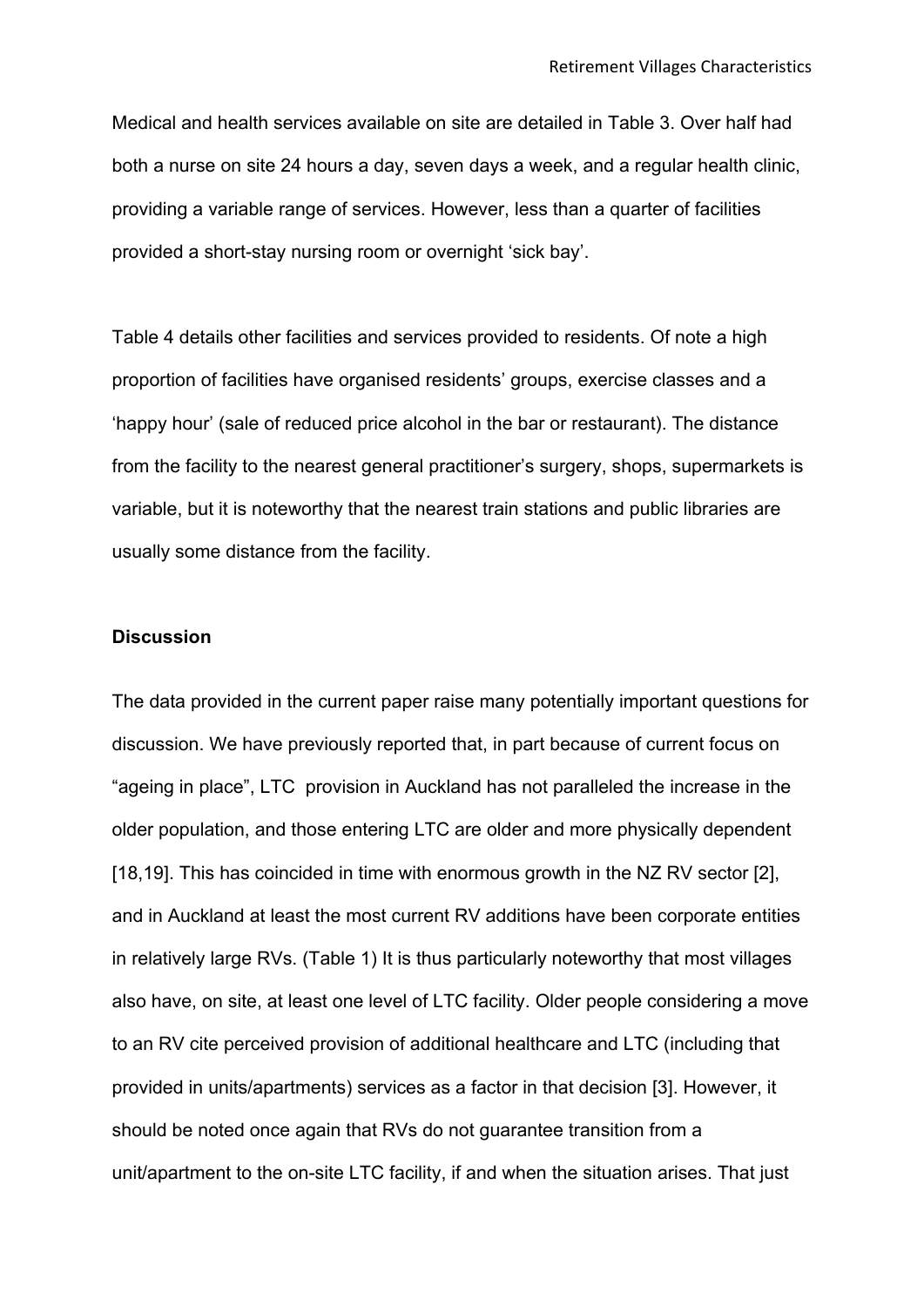Medical and health services available on site are detailed in Table 3. Over half had both a nurse on site 24 hours a day, seven days a week, and a regular health clinic, providing a variable range of services. However, less than a quarter of facilities provided a short-stay nursing room or overnight ‘sick bay’.

Table 4 details other facilities and services provided to residents. Of note a high proportion of facilities have organised residents’ groups, exercise classes and a ‘happy hour’ (sale of reduced price alcohol in the bar or restaurant). The distance from the facility to the nearest general practitioner’s surgery, shops, supermarkets is variable, but it is noteworthy that the nearest train stations and public libraries are usually some distance from the facility.

**Discussion**

The data provided in the current paper raise many potentially important questions for discussion. We have previously reported that, in part because of current focus on “ageing in place”, LTC provision in Auckland has not paralleled the increase in the older population, and those entering LTC are older and more physically dependent [18,19]. This has coincided in time with enormous growth in the NZ RV sector [2], and in Auckland at least the most current RV additions have been corporate entities in relatively large RVs. (Table 1) It is thus particularly noteworthy that most villages also have, on site, at least one level of LTC facility. Older people considering a move to an RV cite perceived provision of additional healthcare and LTC (including that provided in units/apartments) services as a factor in that decision [3]. However, it should be noted once again that RVs do not guarantee transition from a unit/apartment to the on-site LTC facility, if and when the situation arises. That just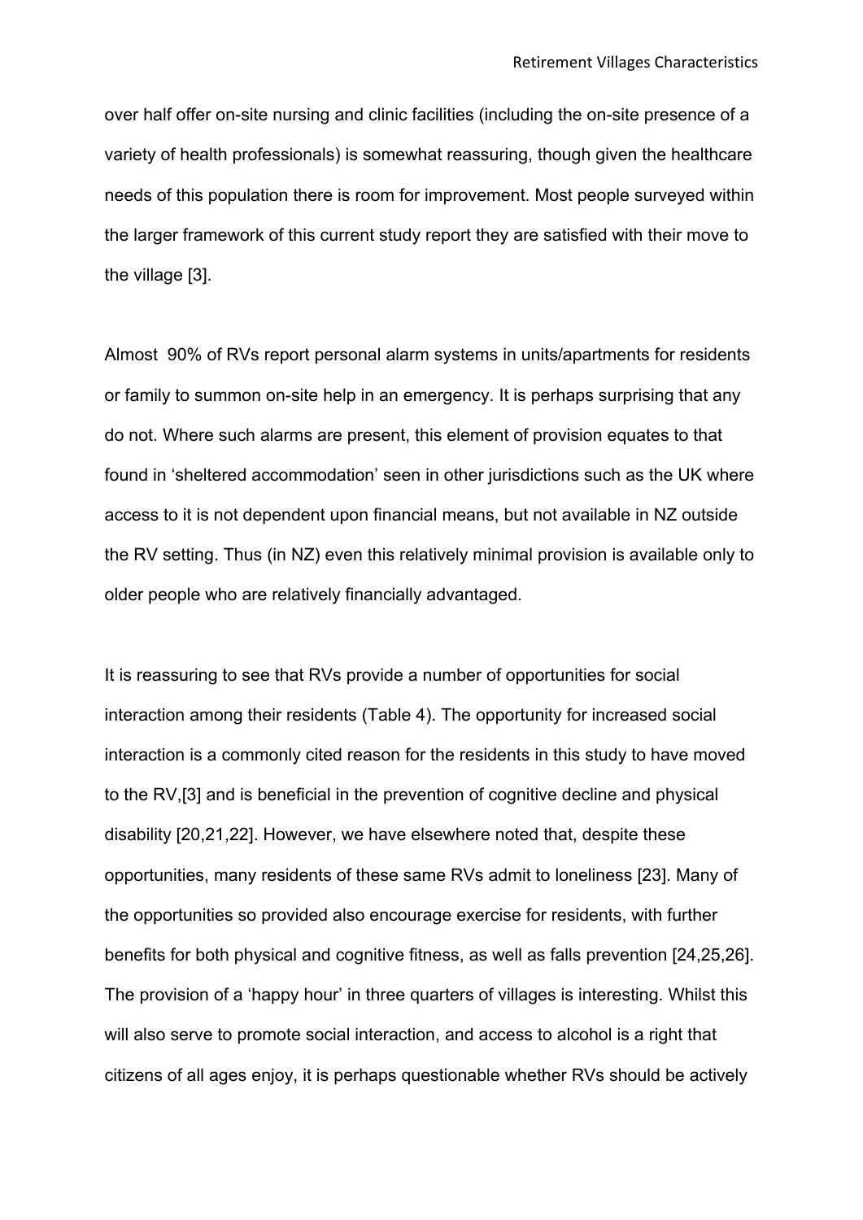over half offer on-site nursing and clinic facilities (including the on-site presence of a variety of health professionals) is somewhat reassuring, though given the healthcare needs of this population there is room for improvement. Most people surveyed within the larger framework of this current study report they are satisfied with their move to the village [3].

Almost 90% of RVs report personal alarm systems in units/apartments for residents or family to summon on-site help in an emergency. It is perhaps surprising that any do not. Where such alarms are present, this element of provision equates to that found in 'sheltered accommodation' seen in other jurisdictions such as the UK where access to it is not dependent upon financial means, but not available in NZ outside the RV setting. Thus (in NZ) even this relatively minimal provision is available only to older people who are relatively financially advantaged.

It is reassuring to see that RVs provide a number of opportunities for social interaction among their residents (Table 4). The opportunity for increased social interaction is a commonly cited reason for the residents in this study to have moved to the RV,[3] and is beneficial in the prevention of cognitive decline and physical disability [20,21,22]. However, we have elsewhere noted that, despite these opportunities, many residents of these same RVs admit to loneliness [23]. Many of the opportunities so provided also encourage exercise for residents, with further benefits for both physical and cognitive fitness, as well as falls prevention [24,25,26]. The provision of a 'happy hour' in three quarters of villages is interesting. Whilst this will also serve to promote social interaction, and access to alcohol is a right that citizens of all ages enjoy, it is perhaps questionable whether RVs should be actively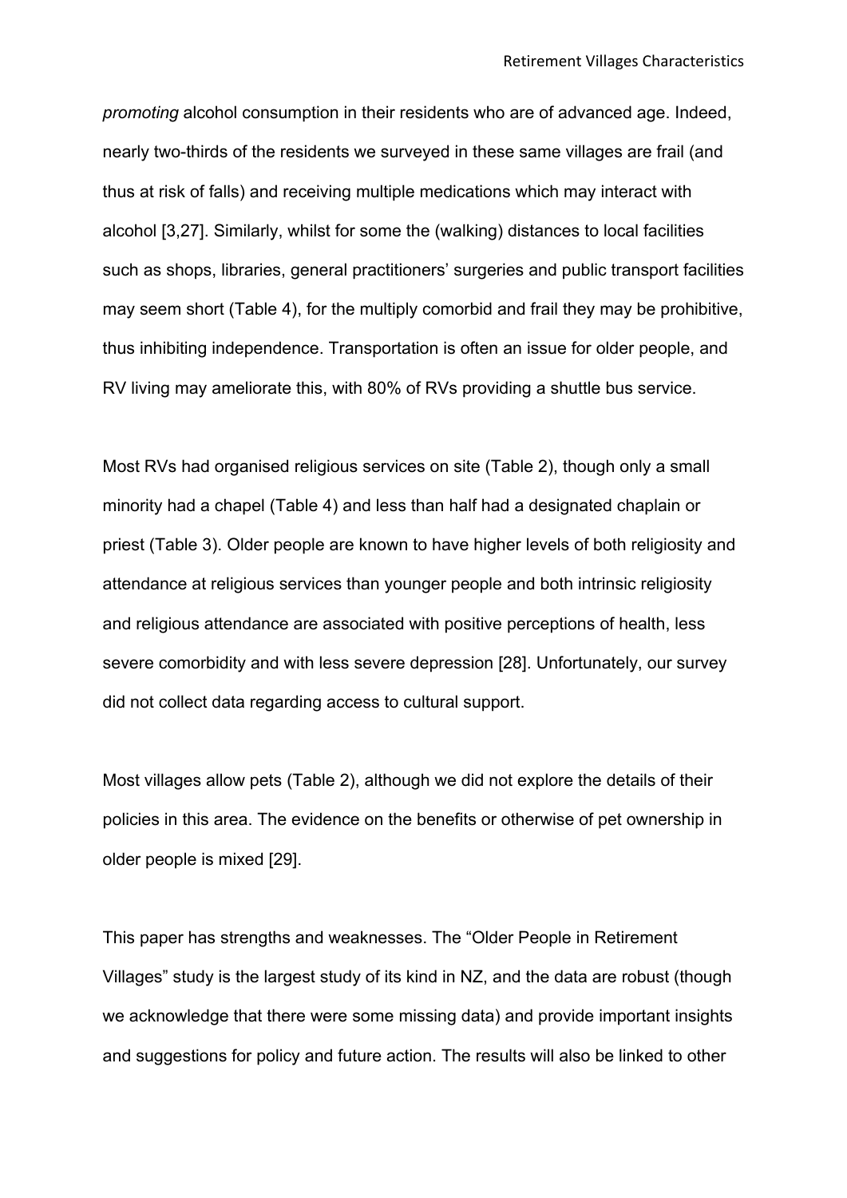*promoting* alcohol consumption in their residents who are of advanced age. Indeed, nearly two-thirds of the residents we surveyed in these same villages are frail (and thus at risk of falls) and receiving multiple medications which may interact with alcohol [3,27]. Similarly, whilst for some the (walking) distances to local facilities such as shops, libraries, general practitioners' surgeries and public transport facilities may seem short (Table 4), for the multiply comorbid and frail they may be prohibitive, thus inhibiting independence. Transportation is often an issue for older people, and RV living may ameliorate this, with 80% of RVs providing a shuttle bus service.

Most RVs had organised religious services on site (Table 2), though only a small minority had a chapel (Table 4) and less than half had a designated chaplain or priest (Table 3). Older people are known to have higher levels of both religiosity and attendance at religious services than younger people and both intrinsic religiosity and religious attendance are associated with positive perceptions of health, less severe comorbidity and with less severe depression [28]. Unfortunately, our survey did not collect data regarding access to cultural support.

Most villages allow pets (Table 2), although we did not explore the details of their policies in this area. The evidence on the benefits or otherwise of pet ownership in older people is mixed [29].

This paper has strengths and weaknesses. The "Older People in Retirement Villages" study is the largest study of its kind in NZ, and the data are robust (though we acknowledge that there were some missing data) and provide important insights and suggestions for policy and future action. The results will also be linked to other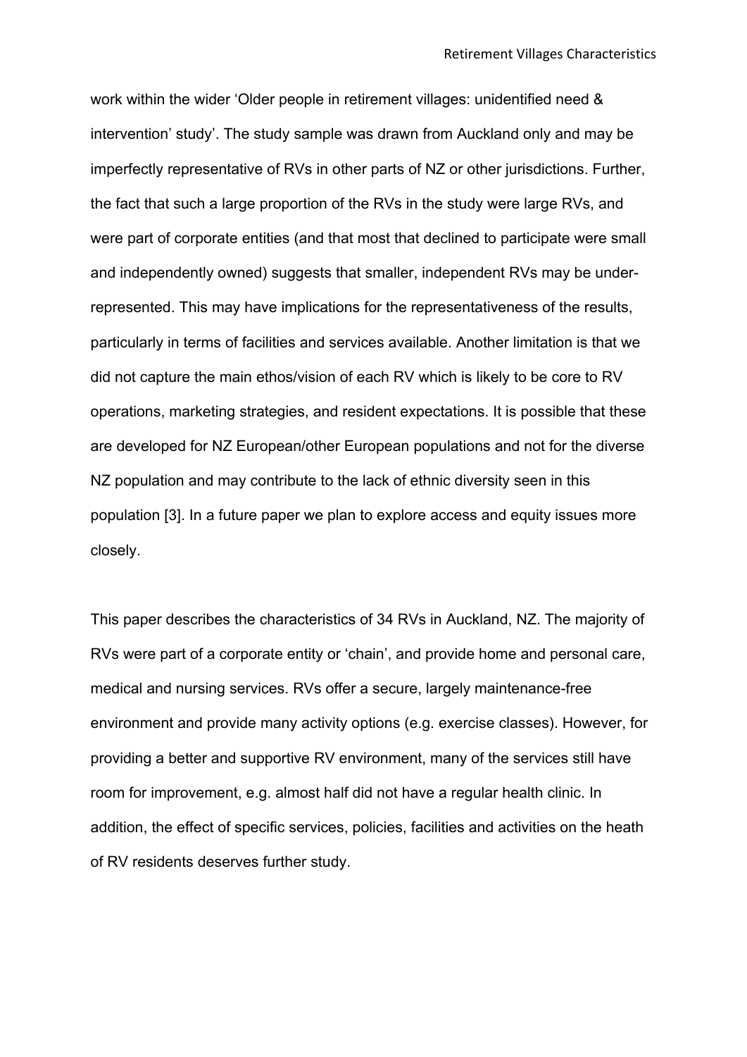work within the wider 'Older people in retirement villages: unidentified need & intervention' study'. The study sample was drawn from Auckland only and may be imperfectly representative of RVs in other parts of NZ or other jurisdictions. Further, the fact that such a large proportion of the RVs in the study were large RVs, and were part of corporate entities (and that most that declined to participate were small and independently owned) suggests that smaller, independent RVs may be under-represented. This may have implications for the representativeness of the results, particularly in terms of facilities and services available. Another limitation is that we did not capture the main ethos/vision of each RV which is likely to be core to RV operations, marketing strategies, and resident expectations. It is possible that these are developed for NZ European/other European populations and not for the diverse NZ population and may contribute to the lack of ethnic diversity seen in this population [3]. In a future paper we plan to explore access and equity issues more closely.

This paper describes the characteristics of 34 RVs in Auckland, NZ. The majority of RVs were part of a corporate entity or 'chain', and provide home and personal care, medical and nursing services. RVs offer a secure, largely maintenance-free environment and provide many activity options (e.g. exercise classes). However, for providing a better and supportive RV environment, many of the services still have room for improvement, e.g. almost half did not have a regular health clinic. In addition, the effect of specific services, policies, facilities and activities on the heath of RV residents deserves further study.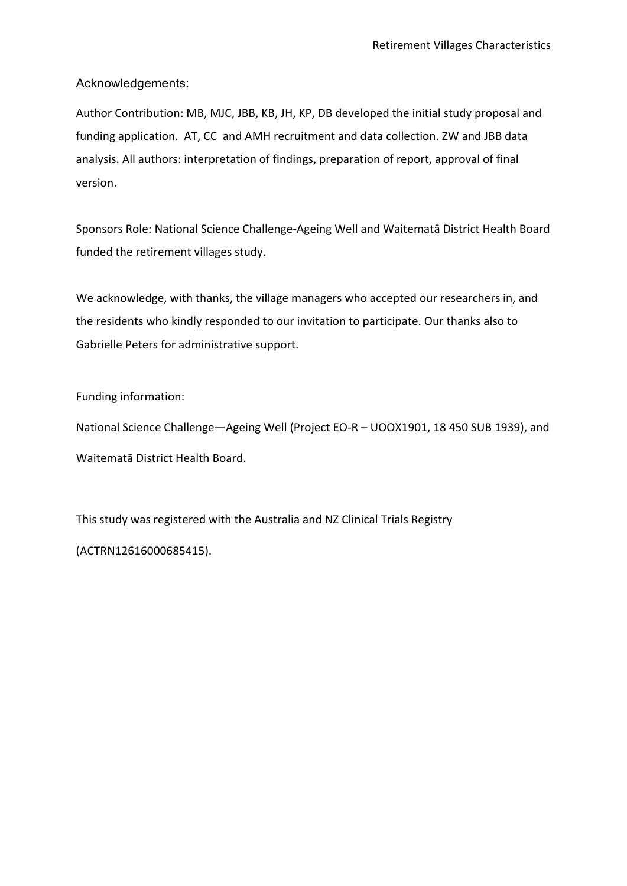## Acknowledgements:

Author Contribution: MB, MJC, JBB, KB, JH, KP, DB developed the initial study proposal and funding application. AT, CC and AMH recruitment and data collection. ZW and JBB data analysis. All authors: interpretation of findings, preparation of report, approval of final version.

Sponsors Role: National Science Challenge-Ageing Well and Waitematā District Health Board funded the retirement villages study.

We acknowledge, with thanks, the village managers who accepted our researchers in, and the residents who kindly responded to our invitation to participate. Our thanks also to Gabrielle Peters for administrative support.

Funding information:

National Science Challenge—Ageing Well (Project EO-R – UOOX1901, 18 450 SUB 1939), and Waitematā District Health Board.

This study was registered with the Australia and NZ Clinical Trials Registry (ACTRN12616000685415).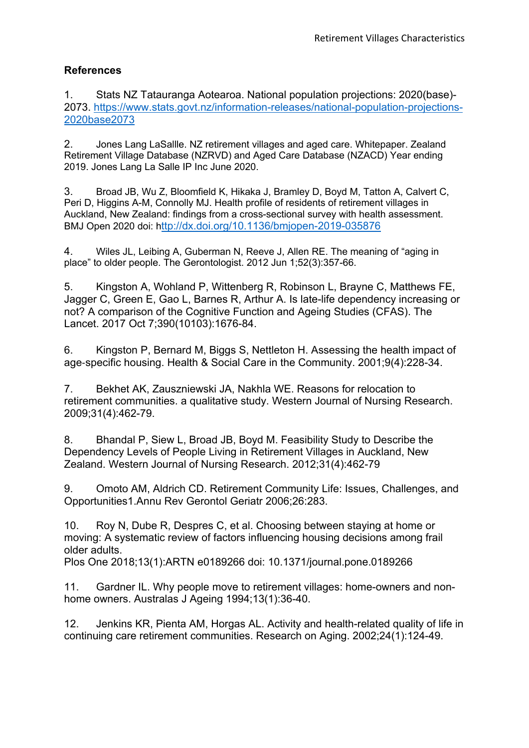## References

1. Stats NZ Tatauranga Aotearoa. National population projections: 2020(base)-2073. https://www.stats.govt.nz/information-releases/national-population-projections-2020base2073

2. Jones Lang LaSallle. NZ retirement villages and aged care. Whitepaper. Zealand Retirement Village Database (NZRVD) and Aged Care Database (NZACD) Year ending 2019. Jones Lang La Salle IP Inc June 2020.

3. Broad JB, Wu Z, Bloomfield K, Hikaka J, Bramley D, Boyd M, Tatton A, Calvert C, Peri D, Higgins A-M, Connolly MJ. Health profile of residents of retirement villages in Auckland, New Zealand: findings from a cross-sectional survey with health assessment. BMJ Open 2020 doi: http://dx.doi.org/10.1136/bmjopen-2019-035876

4. Wiles JL, Leibing A, Guberman N, Reeve J, Allen RE. The meaning of "aging in place" to older people. The Gerontologist. 2012 Jun 1;52(3):357-66.

5. Kingston A, Wohland P, Wittenberg R, Robinson L, Brayne C, Matthews FE, Jagger C, Green E, Gao L, Barnes R, Arthur A. Is late-life dependency increasing or not? A comparison of the Cognitive Function and Ageing Studies (CFAS). The Lancet. 2017 Oct 7;390(10103):1676-84.

6. Kingston P, Bernard M, Biggs S, Nettleton H. Assessing the health impact of age-specific housing. Health & Social Care in the Community. 2001;9(4):228-34.

7. Bekhet AK, Zauszniewski JA, Nakhla WE. Reasons for relocation to retirement communities. a qualitative study. Western Journal of Nursing Research. 2009;31(4):462-79.

8. Bhandal P, Siew L, Broad JB, Boyd M. Feasibility Study to Describe the Dependency Levels of People Living in Retirement Villages in Auckland, New Zealand. Western Journal of Nursing Research. 2012;31(4):462-79

9. Omoto AM, Aldrich CD. Retirement Community Life: Issues, Challenges, and Opportunities1.Annu Rev Gerontol Geriatr 2006;26:283.

10. Roy N, Dube R, Despres C, et al. Choosing between staying at home or moving: A systematic review of factors influencing housing decisions among frail older adults.
Plos One 2018;13(1):ARTN e0189266 doi: 10.1371/journal.pone.0189266

11. Gardner IL. Why people move to retirement villages: home-owners and non-home owners. Australas J Ageing 1994;13(1):36-40.

12. Jenkins KR, Pienta AM, Horgas AL. Activity and health-related quality of life in continuing care retirement communities. Research on Aging. 2002;24(1):124-49.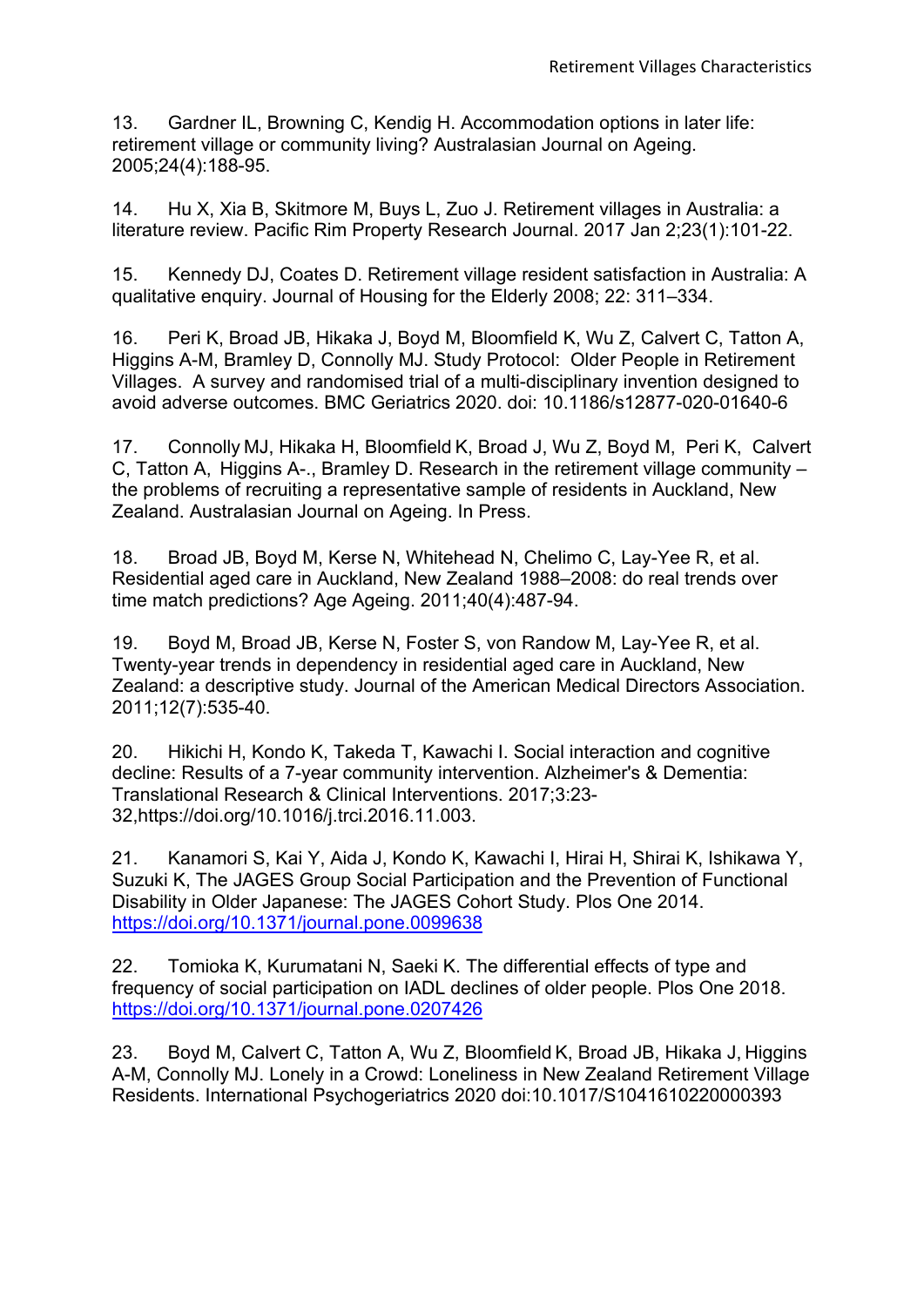13. Gardner IL, Browning C, Kendig H. Accommodation options in later life: retirement village or community living? Australasian Journal on Ageing. 2005;24(4):188-95.

14. Hu X, Xia B, Skitmore M, Buys L, Zuo J. Retirement villages in Australia: a literature review. Pacific Rim Property Research Journal. 2017 Jan 2;23(1):101-22.

15. Kennedy DJ, Coates D. Retirement village resident satisfaction in Australia: A qualitative enquiry. Journal of Housing for the Elderly 2008; 22: 311–334.

16. Peri K, Broad JB, Hikaka J, Boyd M, Bloomfield K, Wu Z, Calvert C, Tatton A, Higgins A-M, Bramley D, Connolly MJ. Study Protocol: Older People in Retirement Villages. A survey and randomised trial of a multi-disciplinary invention designed to avoid adverse outcomes. BMC Geriatrics 2020. doi: 10.1186/s12877-020-01640-6

17. Connolly MJ, Hikaka H, Bloomfield K, Broad J, Wu Z, Boyd M, Peri K, Calvert C, Tatton A, Higgins A-., Bramley D. Research in the retirement village community – the problems of recruiting a representative sample of residents in Auckland, New Zealand. Australasian Journal on Ageing. In Press.

18. Broad JB, Boyd M, Kerse N, Whitehead N, Chelimo C, Lay-Yee R, et al. Residential aged care in Auckland, New Zealand 1988–2008: do real trends over time match predictions? Age Ageing. 2011;40(4):487-94.

19. Boyd M, Broad JB, Kerse N, Foster S, von Randow M, Lay-Yee R, et al. Twenty-year trends in dependency in residential aged care in Auckland, New Zealand: a descriptive study. Journal of the American Medical Directors Association. 2011;12(7):535-40.

20. Hikichi H, Kondo K, Takeda T, Kawachi I. Social interaction and cognitive decline: Results of a 7-year community intervention. Alzheimer's & Dementia: Translational Research & Clinical Interventions. 2017;3:23-32,https://doi.org/10.1016/j.trci.2016.11.003.

21. Kanamori S, Kai Y, Aida J, Kondo K, Kawachi I, Hirai H, Shirai K, Ishikawa Y, Suzuki K, The JAGES Group Social Participation and the Prevention of Functional Disability in Older Japanese: The JAGES Cohort Study. Plos One 2014. https://doi.org/10.1371/journal.pone.0099638

22. Tomioka K, Kurumatani N, Saeki K. The differential effects of type and frequency of social participation on IADL declines of older people. Plos One 2018. https://doi.org/10.1371/journal.pone.0207426

23. Boyd M, Calvert C, Tatton A, Wu Z, Bloomfield K, Broad JB, Hikaka J, Higgins A-M, Connolly MJ. Lonely in a Crowd: Loneliness in New Zealand Retirement Village Residents. International Psychogeriatrics 2020 doi:10.1017/S1041610220000393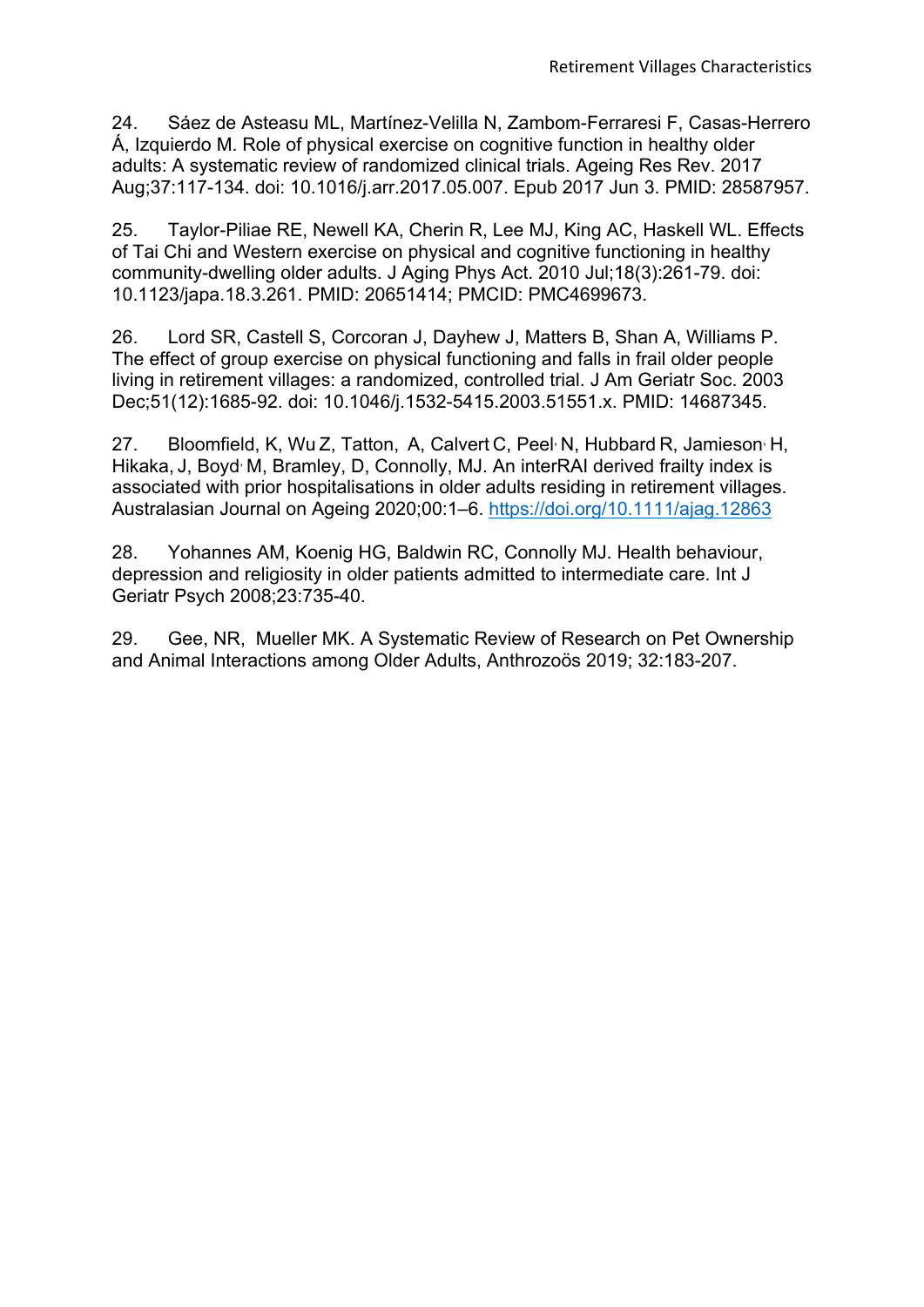24. Sáez de Asteasu ML, Martínez-Velilla N, Zambom-Ferraresi F, Casas-Herrero Á, Izquierdo M. Role of physical exercise on cognitive function in healthy older adults: A systematic review of randomized clinical trials. Ageing Res Rev. 2017 Aug;37:117-134. doi: 10.1016/j.arr.2017.05.007. Epub 2017 Jun 3. PMID: 28587957.

25. Taylor-Piliae RE, Newell KA, Cherin R, Lee MJ, King AC, Haskell WL. Effects of Tai Chi and Western exercise on physical and cognitive functioning in healthy community-dwelling older adults. J Aging Phys Act. 2010 Jul;18(3):261-79. doi: 10.1123/japa.18.3.261. PMID: 20651414; PMCID: PMC4699673.

26. Lord SR, Castell S, Corcoran J, Dayhew J, Matters B, Shan A, Williams P. The effect of group exercise on physical functioning and falls in frail older people living in retirement villages: a randomized, controlled trial. J Am Geriatr Soc. 2003 Dec;51(12):1685-92. doi: 10.1046/j.1532-5415.2003.51551.x. PMID: 14687345.

27. Bloomfield, K, Wu Z, Tatton, A, Calvert C, Peel N, Hubbard R, Jamieson H, Hikaka, J, Boyd M, Bramley, D, Connolly, MJ. An interRAI derived frailty index is associated with prior hospitalisations in older adults residing in retirement villages. Australasian Journal on Ageing 2020;00:1–6. https://doi.org/10.1111/ajag.12863

28. Yohannes AM, Koenig HG, Baldwin RC, Connolly MJ. Health behaviour, depression and religiosity in older patients admitted to intermediate care. Int J Geriatr Psych 2008;23:735-40.

29. Gee, NR, Mueller MK. A Systematic Review of Research on Pet Ownership and Animal Interactions among Older Adults, Anthrozoös 2019; 32:183-207.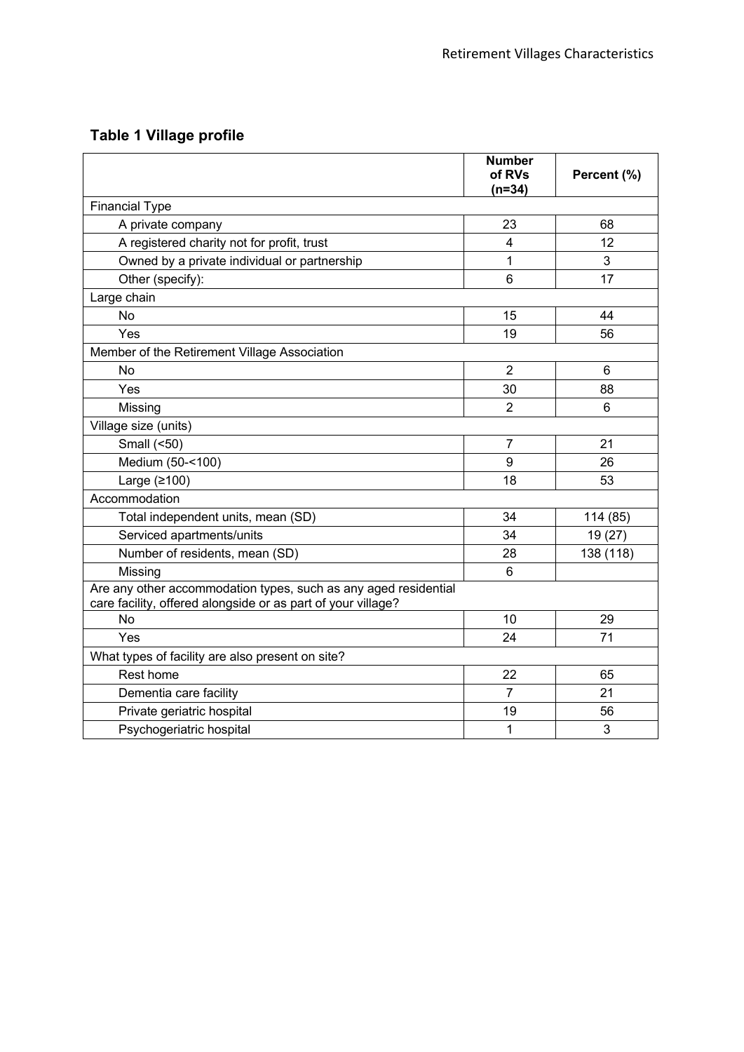## Table 1 Village profile

| | Number of RVs (n=34) | Percent (%) |
|---|---|---|
| Financial Type | | |
| A private company | 23 | 68 |
| A registered charity not for profit, trust | 4 | 12 |
| Owned by a private individual or partnership | 1 | 3 |
| Other (specify): | 6 | 17 |
| Large chain | | |
| No | 15 | 44 |
| Yes | 19 | 56 |
| Member of the Retirement Village Association | | |
| No | 2 | 6 |
| Yes | 30 | 88 |
| Missing | 2 | 6 |
| Village size (units) | | |
| Small (<50) | 7 | 21 |
| Medium (50-<100) | 9 | 26 |
| Large (≥100) | 18 | 53 |
| Accommodation | | |
| Total independent units, mean (SD) | 34 | 114 (85) |
| Serviced apartments/units | 34 | 19 (27) |
| Number of residents, mean (SD) | 28 | 138 (118) |
| Missing | 6 | |
| Are any other accommodation types, such as any aged residential care facility, offered alongside or as part of your village? | | |
| No | 10 | 29 |
| Yes | 24 | 71 |
| What types of facility are also present on site? | | |
| Rest home | 22 | 65 |
| Dementia care facility | 7 | 21 |
| Private geriatric hospital | 19 | 56 |
| Psychogeriatric hospital | 1 | 3 |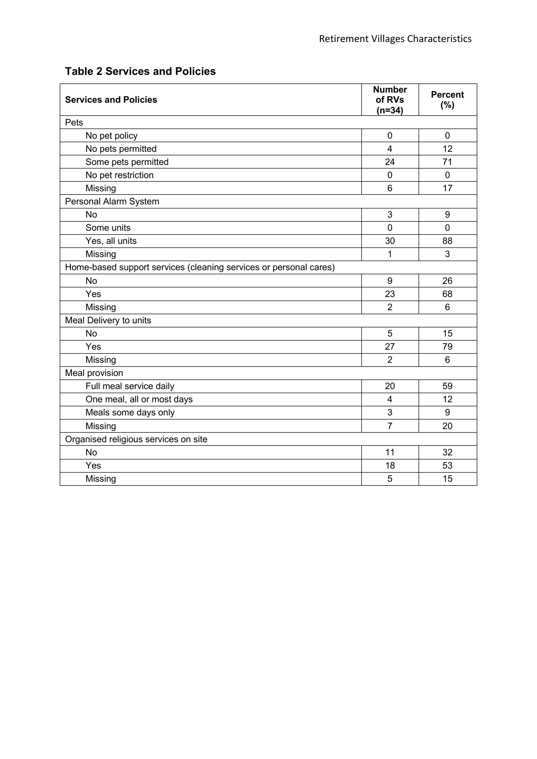**Table 2 Services and Policies**

| Services and Policies | Number of RVs (n=34) | Percent (%) |
|---|---|---|
| Pets | | |
| No pet policy | 0 | 0 |
| No pets permitted | 4 | 12 |
| Some pets permitted | 24 | 71 |
| No pet restriction | 0 | 0 |
| Missing | 6 | 17 |
| Personal Alarm System | | |
| No | 3 | 9 |
| Some units | 0 | 0 |
| Yes, all units | 30 | 88 |
| Missing | 1 | 3 |
| Home-based support services (cleaning services or personal cares) | | |
| No | 9 | 26 |
| Yes | 23 | 68 |
| Missing | 2 | 6 |
| Meal Delivery to units | | |
| No | 5 | 15 |
| Yes | 27 | 79 |
| Missing | 2 | 6 |
| Meal provision | | |
| Full meal service daily | 20 | 59 |
| One meal, all or most days | 4 | 12 |
| Meals some days only | 3 | 9 |
| Missing | 7 | 20 |
| Organised religious services on site | | |
| No | 11 | 32 |
| Yes | 18 | 53 |
| Missing | 5 | 15 |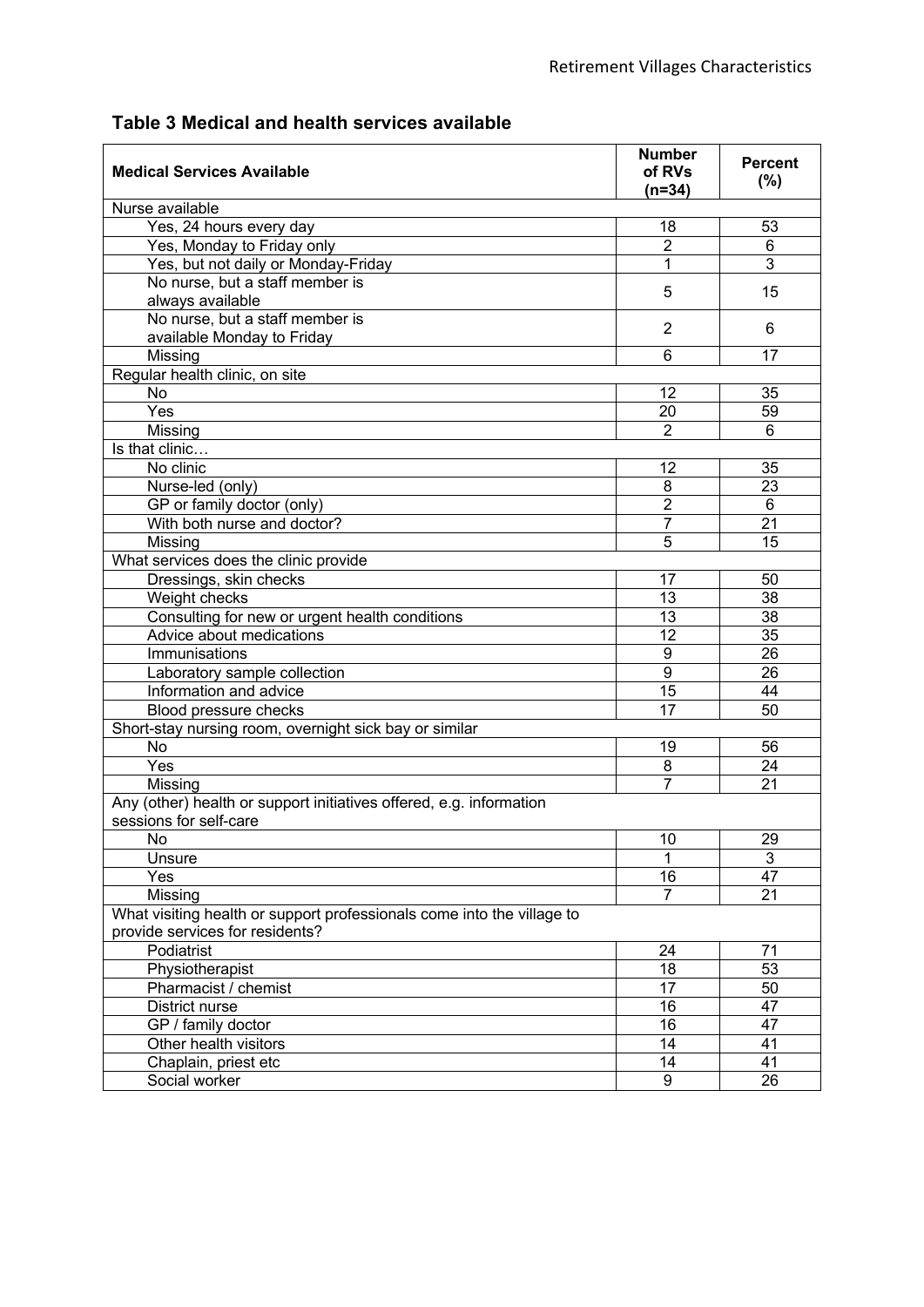### Table 3 Medical and health services available

| Medical Services Available | Number of RVs (n=34) | Percent (%) |
|---|---|---|
| Nurse available | | |
| Yes, 24 hours every day | 18 | 53 |
| Yes, Monday to Friday only | 2 | 6 |
| Yes, but not daily or Monday-Friday | 1 | 3 |
| No nurse, but a staff member is always available | 5 | 15 |
| No nurse, but a staff member is available Monday to Friday | 2 | 6 |
| Missing | 6 | 17 |
| Regular health clinic, on site | | |
| No | 12 | 35 |
| Yes | 20 | 59 |
| Missing | 2 | 6 |
| Is that clinic… | | |
| No clinic | 12 | 35 |
| Nurse-led (only) | 8 | 23 |
| GP or family doctor (only) | 2 | 6 |
| With both nurse and doctor? | 7 | 21 |
| Missing | 5 | 15 |
| What services does the clinic provide | | |
| Dressings, skin checks | 17 | 50 |
| Weight checks | 13 | 38 |
| Consulting for new or urgent health conditions | 13 | 38 |
| Advice about medications | 12 | 35 |
| Immunisations | 9 | 26 |
| Laboratory sample collection | 9 | 26 |
| Information and advice | 15 | 44 |
| Blood pressure checks | 17 | 50 |
| Short-stay nursing room, overnight sick bay or similar | | |
| No | 19 | 56 |
| Yes | 8 | 24 |
| Missing | 7 | 21 |
| Any (other) health or support initiatives offered, e.g. information sessions for self-care | | |
| No | 10 | 29 |
| Unsure | 1 | 3 |
| Yes | 16 | 47 |
| Missing | 7 | 21 |
| What visiting health or support professionals come into the village to provide services for residents? | | |
| Podiatrist | 24 | 71 |
| Physiotherapist | 18 | 53 |
| Pharmacist / chemist | 17 | 50 |
| District nurse | 16 | 47 |
| GP / family doctor | 16 | 47 |
| Other health visitors | 14 | 41 |
| Chaplain, priest etc | 14 | 41 |
| Social worker | 9 | 26 |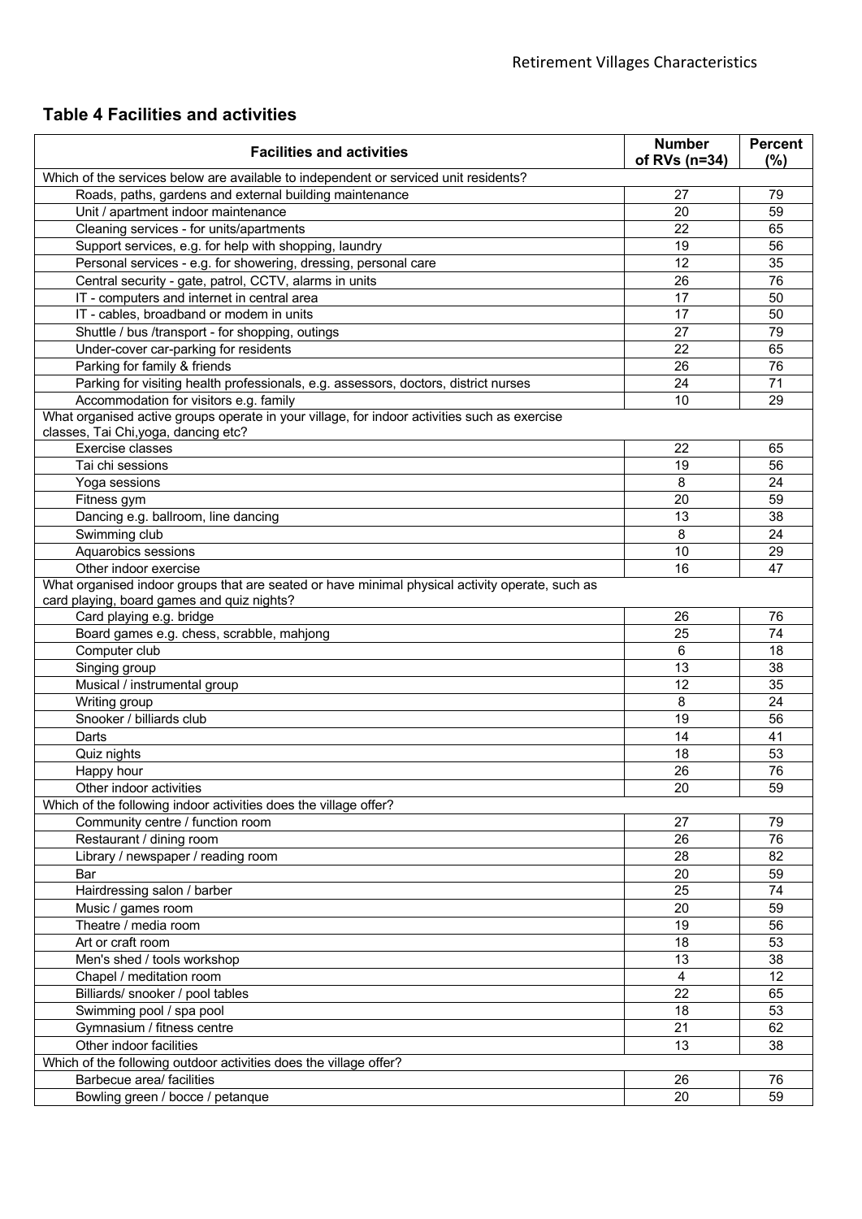## Table 4 Facilities and activities

| Facilities and activities | Number of RVs (n=34) | Percent (%) |
|---|---|---|
| Which of the services below are available to independent or serviced unit residents? | | |
| Roads, paths, gardens and external building maintenance | 27 | 79 |
| Unit / apartment indoor maintenance | 20 | 59 |
| Cleaning services - for units/apartments | 22 | 65 |
| Support services, e.g. for help with shopping, laundry | 19 | 56 |
| Personal services - e.g. for showering, dressing, personal care | 12 | 35 |
| Central security - gate, patrol, CCTV, alarms in units | 26 | 76 |
| IT - computers and internet in central area | 17 | 50 |
| IT - cables, broadband or modem in units | 17 | 50 |
| Shuttle / bus /transport - for shopping, outings | 27 | 79 |
| Under-cover car-parking for residents | 22 | 65 |
| Parking for family & friends | 26 | 76 |
| Parking for visiting health professionals, e.g. assessors, doctors, district nurses | 24 | 71 |
| Accommodation for visitors e.g. family | 10 | 29 |
| What organised active groups operate in your village, for indoor activities such as exercise classes, Tai Chi,yoga, dancing etc? | | |
| Exercise classes | 22 | 65 |
| Tai chi sessions | 19 | 56 |
| Yoga sessions | 8 | 24 |
| Fitness gym | 20 | 59 |
| Dancing e.g. ballroom, line dancing | 13 | 38 |
| Swimming club | 8 | 24 |
| Aquarobics sessions | 10 | 29 |
| Other indoor exercise | 16 | 47 |
| What organised indoor groups that are seated or have minimal physical activity operate, such as card playing, board games and quiz nights? | | |
| Card playing e.g. bridge | 26 | 76 |
| Board games e.g. chess, scrabble, mahjong | 25 | 74 |
| Computer club | 6 | 18 |
| Singing group | 13 | 38 |
| Musical / instrumental group | 12 | 35 |
| Writing group | 8 | 24 |
| Snooker / billiards club | 19 | 56 |
| Darts | 14 | 41 |
| Quiz nights | 18 | 53 |
| Happy hour | 26 | 76 |
| Other indoor activities | 20 | 59 |
| Which of the following indoor activities does the village offer? | | |
| Community centre / function room | 27 | 79 |
| Restaurant / dining room | 26 | 76 |
| Library / newspaper / reading room | 28 | 82 |
| Bar | 20 | 59 |
| Hairdressing salon / barber | 25 | 74 |
| Music / games room | 20 | 59 |
| Theatre / media room | 19 | 56 |
| Art or craft room | 18 | 53 |
| Men's shed / tools workshop | 13 | 38 |
| Chapel / meditation room | 4 | 12 |
| Billiards/ snooker / pool tables | 22 | 65 |
| Swimming pool / spa pool | 18 | 53 |
| Gymnasium / fitness centre | 21 | 62 |
| Other indoor facilities | 13 | 38 |
| Which of the following outdoor activities does the village offer? | | |
| Barbecue area/ facilities | 26 | 76 |
| Bowling green / bocce / petanque | 20 | 59 |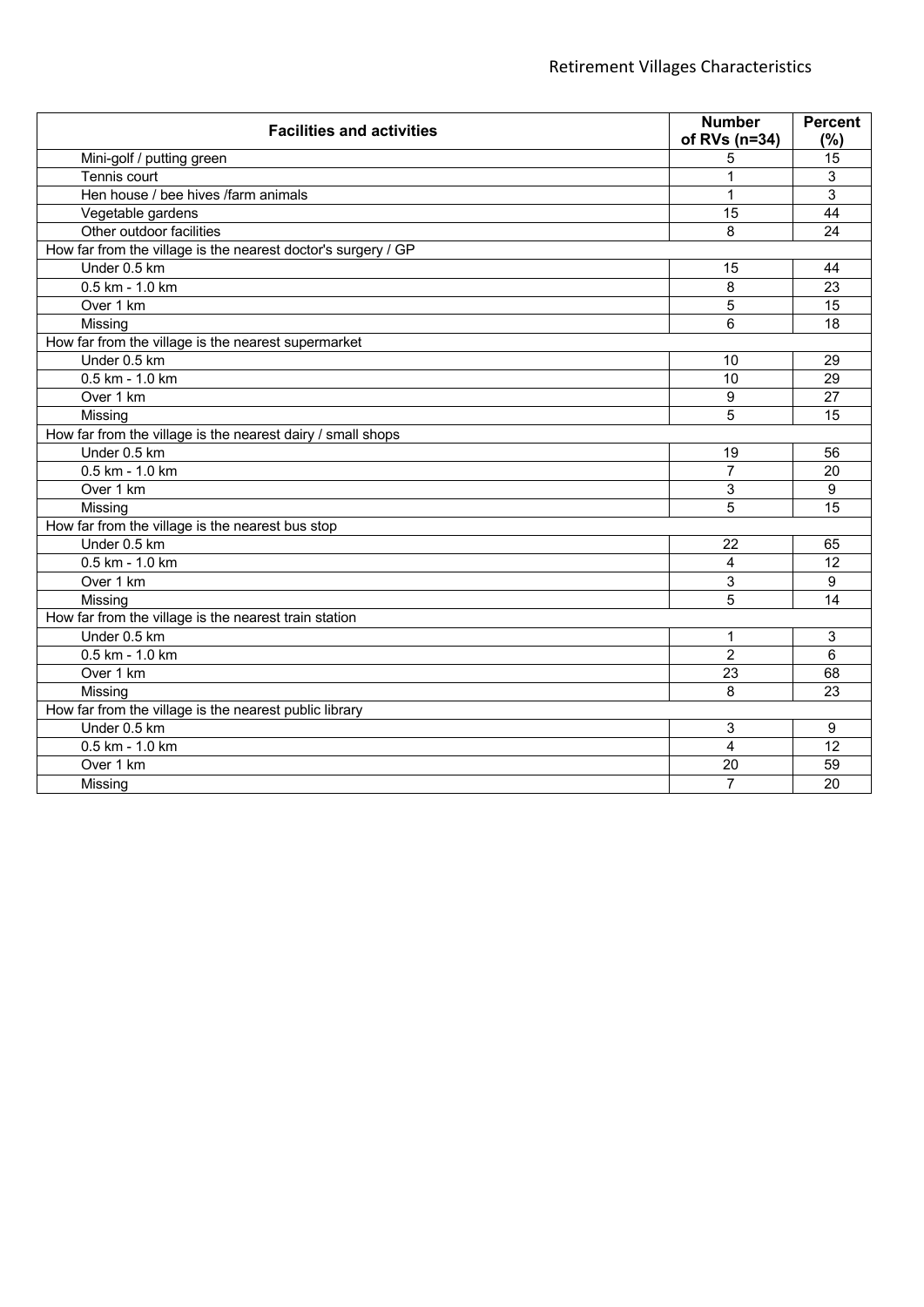| Facilities and activities | Number of RVs (n=34) | Percent (%) |
|---|---|---|
| Mini-golf / putting green | 5 | 15 |
| Tennis court | 1 | 3 |
| Hen house / bee hives /farm animals | 1 | 3 |
| Vegetable gardens | 15 | 44 |
| Other outdoor facilities | 8 | 24 |
| How far from the village is the nearest doctor's surgery / GP | | |
| Under 0.5 km | 15 | 44 |
| 0.5 km - 1.0 km | 8 | 23 |
| Over 1 km | 5 | 15 |
| Missing | 6 | 18 |
| How far from the village is the nearest supermarket | | |
| Under 0.5 km | 10 | 29 |
| 0.5 km - 1.0 km | 10 | 29 |
| Over 1 km | 9 | 27 |
| Missing | 5 | 15 |
| How far from the village is the nearest dairy / small shops | | |
| Under 0.5 km | 19 | 56 |
| 0.5 km - 1.0 km | 7 | 20 |
| Over 1 km | 3 | 9 |
| Missing | 5 | 15 |
| How far from the village is the nearest bus stop | | |
| Under 0.5 km | 22 | 65 |
| 0.5 km - 1.0 km | 4 | 12 |
| Over 1 km | 3 | 9 |
| Missing | 5 | 14 |
| How far from the village is the nearest train station | | |
| Under 0.5 km | 1 | 3 |
| 0.5 km - 1.0 km | 2 | 6 |
| Over 1 km | 23 | 68 |
| Missing | 8 | 23 |
| How far from the village is the nearest public library | | |
| Under 0.5 km | 3 | 9 |
| 0.5 km - 1.0 km | 4 | 12 |
| Over 1 km | 20 | 59 |
| Missing | 7 | 20 |